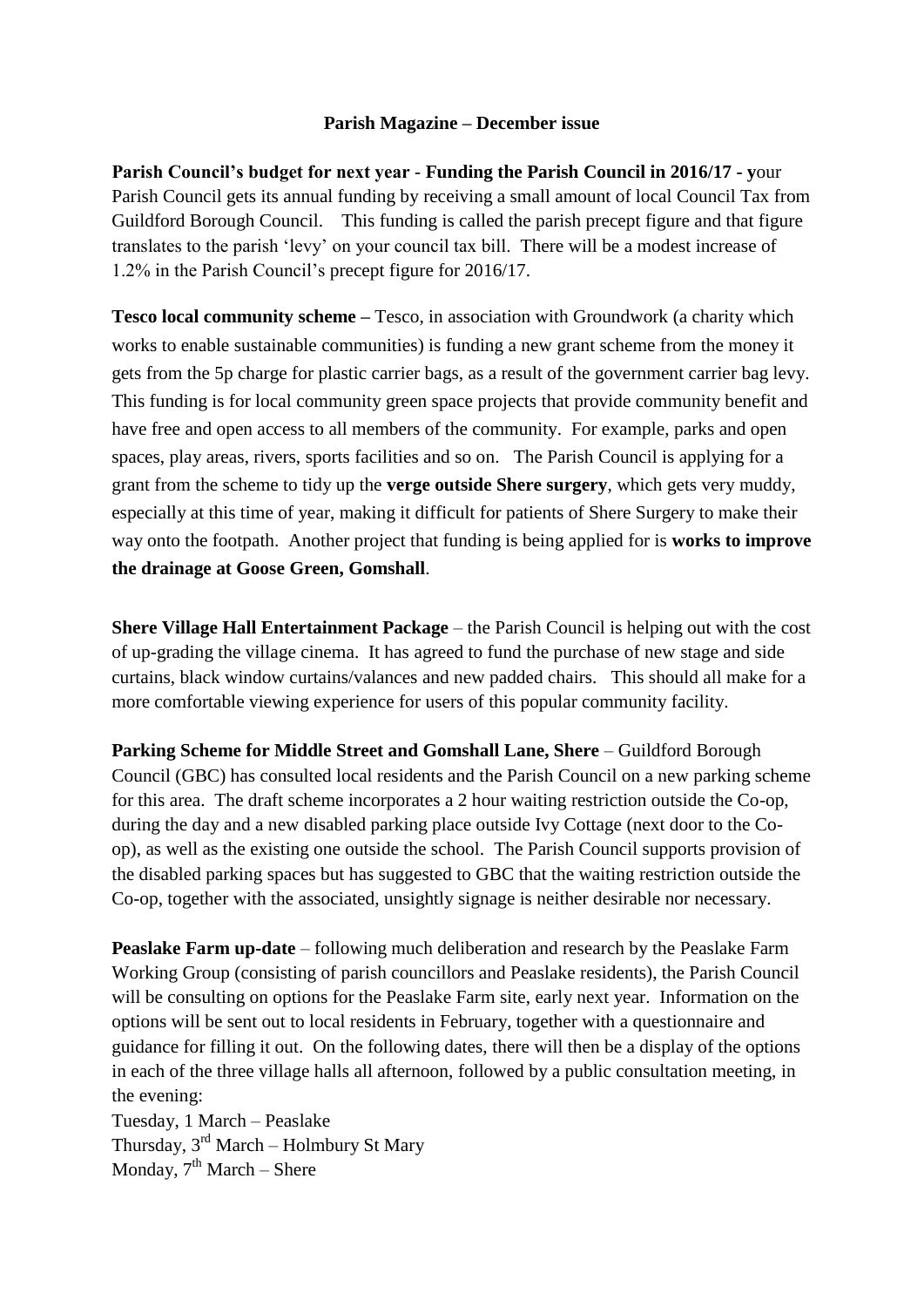**Parish Magazine – December issue**

**Parish Council's budget for next year** - **Funding the Parish Council in 2016/17 - y**our Parish Council gets its annual funding by receiving a small amount of local Council Tax from Guildford Borough Council. This funding is called the parish precept figure and that figure translates to the parish 'levy' on your council tax bill. There will be a modest increase of 1.2% in the Parish Council's precept figure for 2016/17.

**Tesco local community scheme –** Tesco, in association with Groundwork (a charity which works to enable sustainable communities) is funding a new grant scheme from the money it gets from the 5p charge for plastic carrier bags, as a result of the government carrier bag levy. This funding is for local community green space projects that provide community benefit and have free and open access to all members of the community. For example, parks and open spaces, play areas, rivers, sports facilities and so on. The Parish Council is applying for a grant from the scheme to tidy up the **verge outside Shere surgery**, which gets very muddy, especially at this time of year, making it difficult for patients of Shere Surgery to make their way onto the footpath. Another project that funding is being applied for is **works to improve the drainage at Goose Green, Gomshall**.

**Shere Village Hall Entertainment Package** – the Parish Council is helping out with the cost of up-grading the village cinema. It has agreed to fund the purchase of new stage and side curtains, black window curtains/valances and new padded chairs. This should all make for a more comfortable viewing experience for users of this popular community facility.

**Parking Scheme for Middle Street and Gomshall Lane, Shere** – Guildford Borough Council (GBC) has consulted local residents and the Parish Council on a new parking scheme for this area. The draft scheme incorporates a 2 hour waiting restriction outside the Co-op, during the day and a new disabled parking place outside Ivy Cottage (next door to the Co-op), as well as the existing one outside the school. The Parish Council supports provision of the disabled parking spaces but has suggested to GBC that the waiting restriction outside the Co-op, together with the associated, unsightly signage is neither desirable nor necessary.

**Peaslake Farm up-date** – following much deliberation and research by the Peaslake Farm Working Group (consisting of parish councillors and Peaslake residents), the Parish Council will be consulting on options for the Peaslake Farm site, early next year. Information on the options will be sent out to local residents in February, together with a questionnaire and guidance for filling it out. On the following dates, there will then be a display of the options in each of the three village halls all afternoon, followed by a public consultation meeting, in the evening:

Tuesday, 1 March – Peaslake
Thursday, 3rd March – Holmbury St Mary
Monday, 7th March – Shere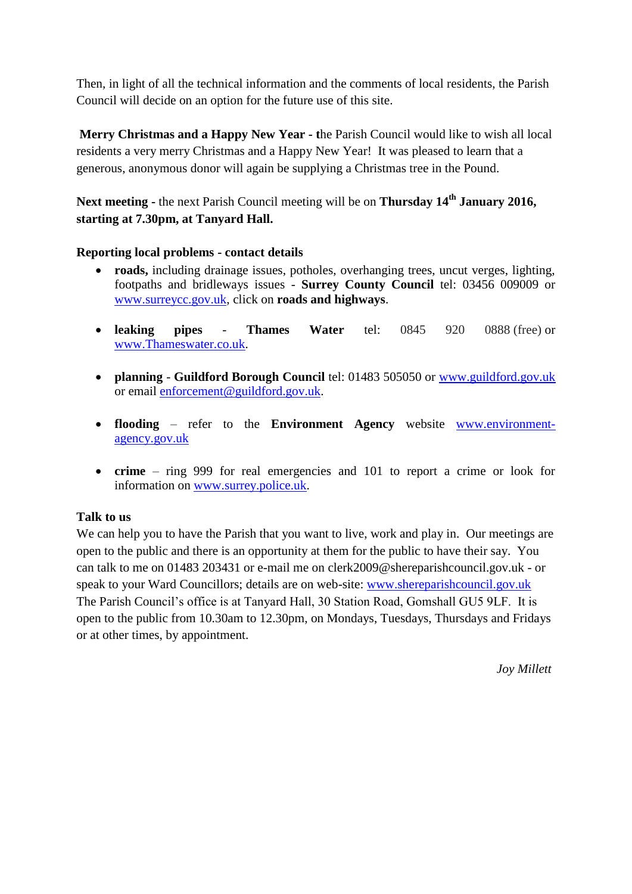Then, in light of all the technical information and the comments of local residents, the Parish Council will decide on an option for the future use of this site.

**Merry Christmas and a Happy New Year - t**he Parish Council would like to wish all local residents a very merry Christmas and a Happy New Year! It was pleased to learn that a generous, anonymous donor will again be supplying a Christmas tree in the Pound.

**Next meeting -** the next Parish Council meeting will be on **Thursday 14th January 2016, starting at 7.30pm, at Tanyard Hall.**

**Reporting local problems - contact details**

- **roads,** including drainage issues, potholes, overhanging trees, uncut verges, lighting, footpaths and bridleways issues - **Surrey County Council** tel: 03456 009009 or www.surreycc.gov.uk, click on **roads and highways**.
- **leaking pipes - Thames Water** tel: 0845 920 0888 (free) or www.Thameswater.co.uk.
- **planning - Guildford Borough Council** tel: 01483 505050 or www.guildford.gov.uk or email enforcement@guildford.gov.uk.
- **flooding** – refer to the **Environment Agency** website www.environment-agency.gov.uk
- **crime** – ring 999 for real emergencies and 101 to report a crime or look for information on www.surrey.police.uk.

**Talk to us**

We can help you to have the Parish that you want to live, work and play in. Our meetings are open to the public and there is an opportunity at them for the public to have their say. You can talk to me on 01483 203431 or e-mail me on clerk2009@shereparishcouncil.gov.uk - or speak to your Ward Councillors; details are on web-site: www.shereparishcouncil.gov.uk
The Parish Council's office is at Tanyard Hall, 30 Station Road, Gomshall GU5 9LF. It is open to the public from 10.30am to 12.30pm, on Mondays, Tuesdays, Thursdays and Fridays or at other times, by appointment.

*Joy Millett*